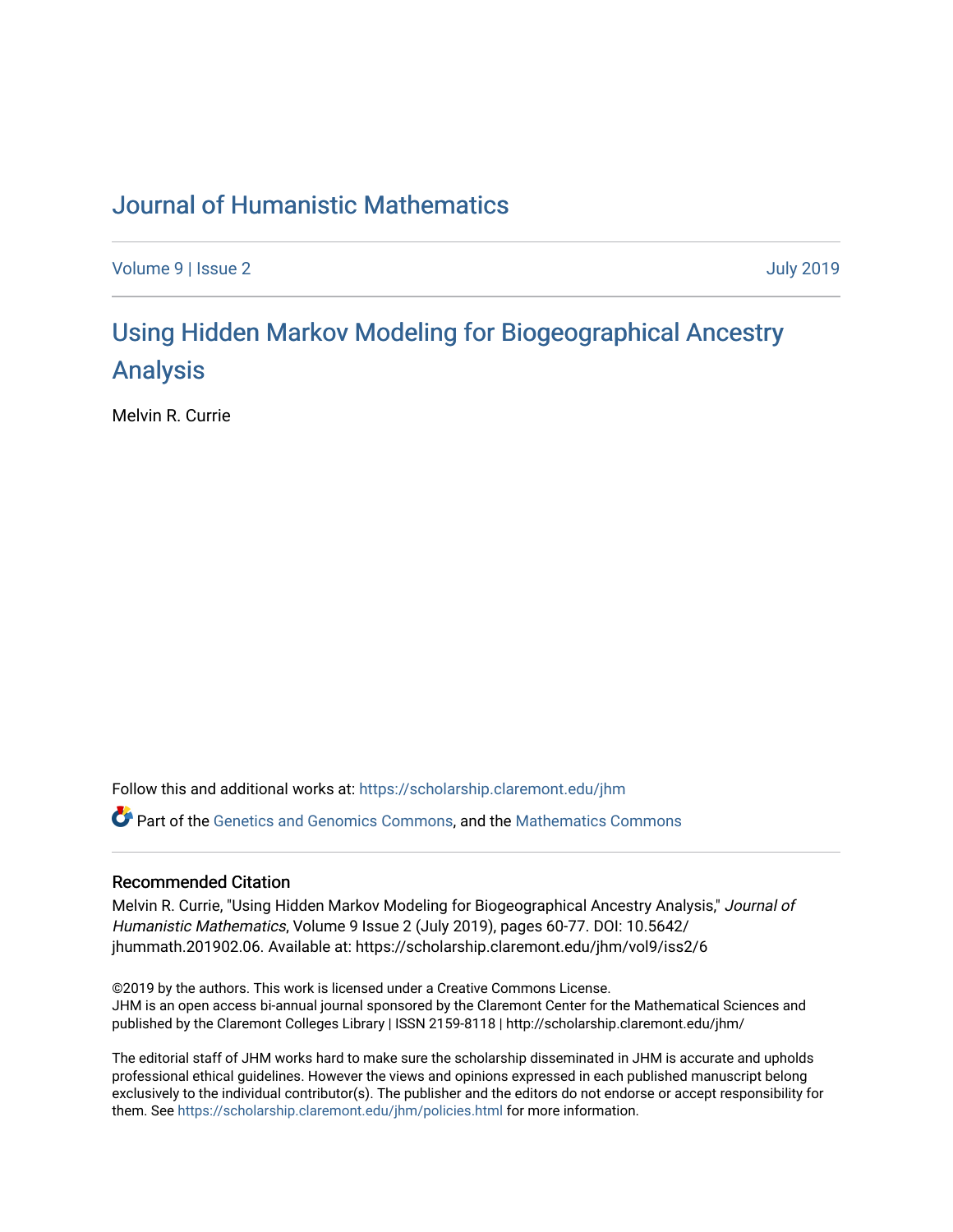# Journal of Humanistic Mathematics

Volume 9 | Issue 2 July 2019

## Using Hidden Markov Modeling for Biogeographical Ancestry Analysis

Melvin R. Currie

Follow this and additional works at: https://scholarship.claremont.edu/jhm

Part of the Genetics and Genomics Commons, and the Mathematics Commons

### Recommended Citation

Melvin R. Currie, "Using Hidden Markov Modeling for Biogeographical Ancestry Analysis," *Journal of Humanistic Mathematics*, Volume 9 Issue 2 (July 2019), pages 60-77. DOI: 10.5642/jhummath.201902.06. Available at: https://scholarship.claremont.edu/jhm/vol9/iss2/6

©2019 by the authors. This work is licensed under a Creative Commons License.
JHM is an open access bi-annual journal sponsored by the Claremont Center for the Mathematical Sciences and published by the Claremont Colleges Library | ISSN 2159-8118 | http://scholarship.claremont.edu/jhm/

The editorial staff of JHM works hard to make sure the scholarship disseminated in JHM is accurate and upholds professional ethical guidelines. However the views and opinions expressed in each published manuscript belong exclusively to the individual contributor(s). The publisher and the editors do not endorse or accept responsibility for them. See https://scholarship.claremont.edu/jhm/policies.html for more information.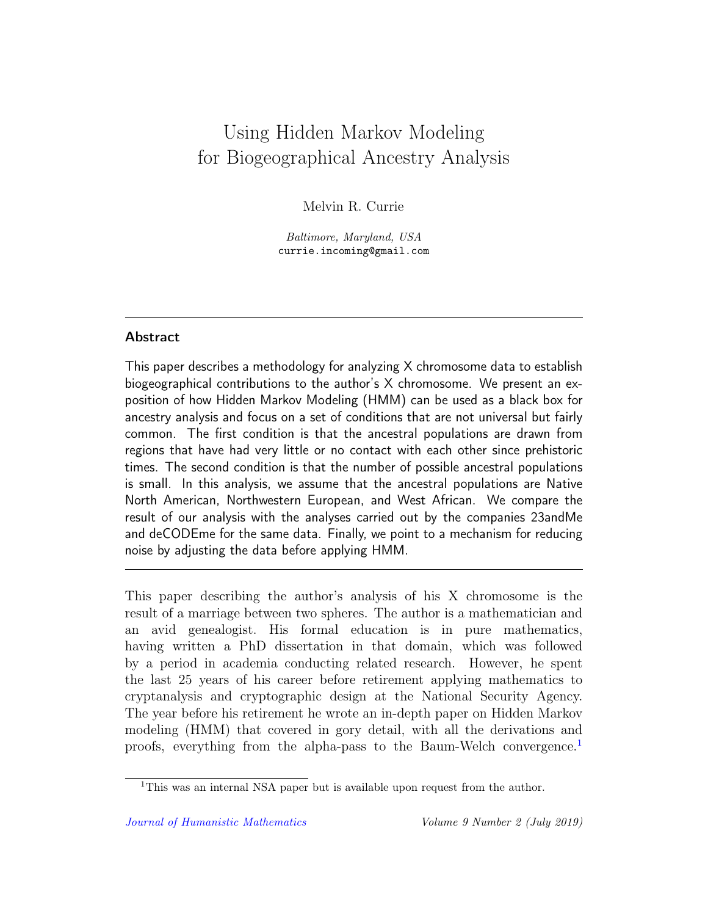# Using Hidden Markov Modeling for Biogeographical Ancestry Analysis

Melvin R. Currie

*Baltimore, Maryland, USA*
currie.incoming@gmail.com

## Abstract

This paper describes a methodology for analyzing X chromosome data to establish biogeographical contributions to the author's X chromosome. We present an exposition of how Hidden Markov Modeling (HMM) can be used as a black box for ancestry analysis and focus on a set of conditions that are not universal but fairly common. The first condition is that the ancestral populations are drawn from regions that have had very little or no contact with each other since prehistoric times. The second condition is that the number of possible ancestral populations is small. In this analysis, we assume that the ancestral populations are Native North American, Northwestern European, and West African. We compare the result of our analysis with the analyses carried out by the companies 23andMe and deCODEme for the same data. Finally, we point to a mechanism for reducing noise by adjusting the data before applying HMM.

---

This paper describing the author's analysis of his X chromosome is the result of a marriage between two spheres. The author is a mathematician and an avid genealogist. His formal education is in pure mathematics, having written a PhD dissertation in that domain, which was followed by a period in academia conducting related research. However, he spent the last 25 years of his career before retirement applying mathematics to cryptanalysis and cryptographic design at the National Security Agency. The year before his retirement he wrote an in-depth paper on Hidden Markov modeling (HMM) that covered in gory detail, with all the derivations and proofs, everything from the alpha-pass to the Baum-Welch convergence.[1]

[1] This was an internal NSA paper but is available upon request from the author.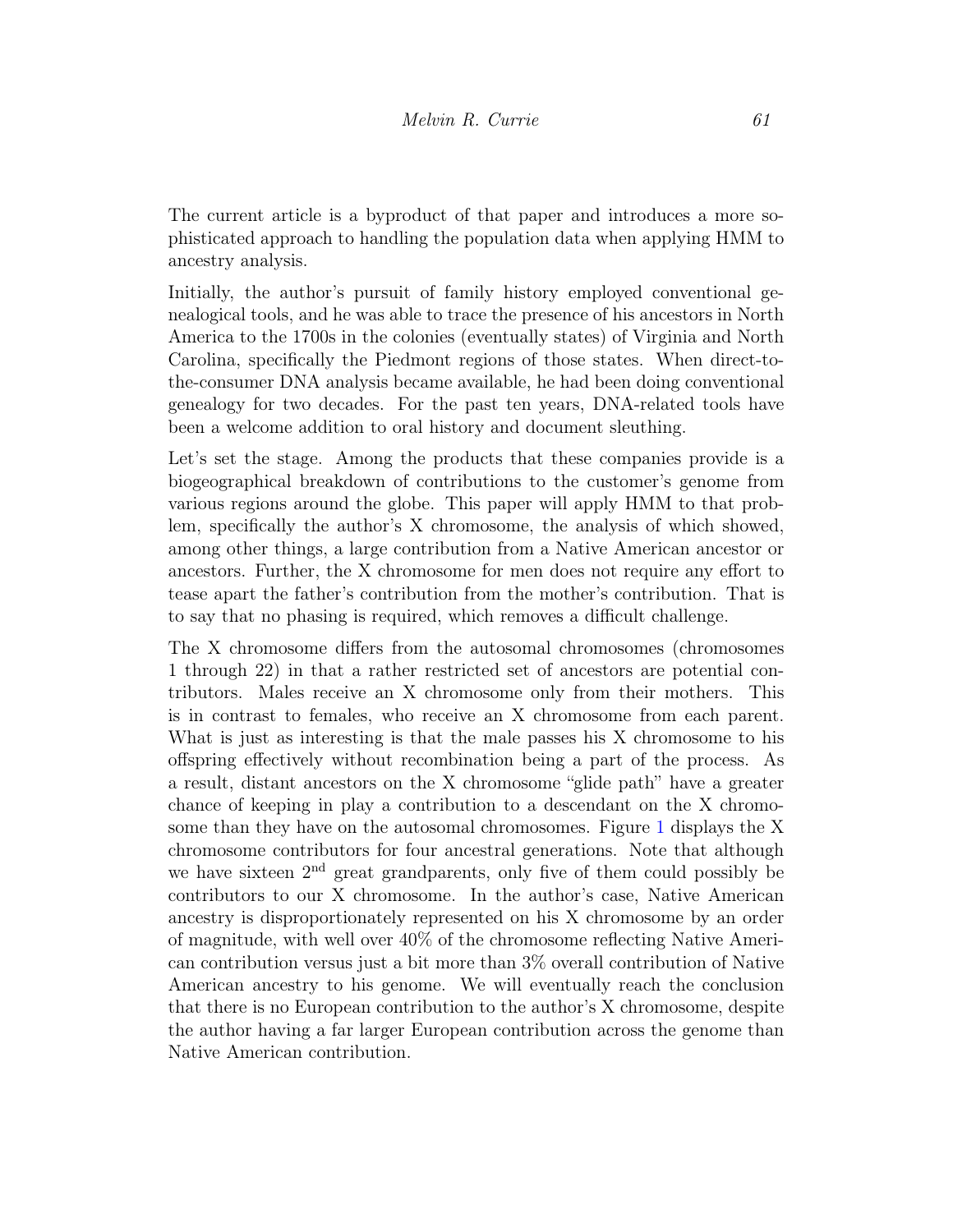The current article is a byproduct of that paper and introduces a more sophisticated approach to handling the population data when applying HMM to ancestry analysis.

Initially, the author's pursuit of family history employed conventional genealogical tools, and he was able to trace the presence of his ancestors in North America to the 1700s in the colonies (eventually states) of Virginia and North Carolina, specifically the Piedmont regions of those states. When direct-to-the-consumer DNA analysis became available, he had been doing conventional genealogy for two decades. For the past ten years, DNA-related tools have been a welcome addition to oral history and document sleuthing.

Let's set the stage. Among the products that these companies provide is a biogeographical breakdown of contributions to the customer's genome from various regions around the globe. This paper will apply HMM to that problem, specifically the author's X chromosome, the analysis of which showed, among other things, a large contribution from a Native American ancestor or ancestors. Further, the X chromosome for men does not require any effort to tease apart the father's contribution from the mother's contribution. That is to say that no phasing is required, which removes a difficult challenge.

The X chromosome differs from the autosomal chromosomes (chromosomes 1 through 22) in that a rather restricted set of ancestors are potential contributors. Males receive an X chromosome only from their mothers. This is in contrast to females, who receive an X chromosome from each parent. What is just as interesting is that the male passes his X chromosome to his offspring effectively without recombination being a part of the process. As a result, distant ancestors on the X chromosome "glide path" have a greater chance of keeping in play a contribution to a descendant on the X chromosome than they have on the autosomal chromosomes. Figure 1 displays the X chromosome contributors for four ancestral generations. Note that although we have sixteen 2$^{\text{nd}}$ great grandparents, only five of them could possibly be contributors to our X chromosome. In the author's case, Native American ancestry is disproportionately represented on his X chromosome by an order of magnitude, with well over 40% of the chromosome reflecting Native American contribution versus just a bit more than 3% overall contribution of Native American ancestry to his genome. We will eventually reach the conclusion that there is no European contribution to the author's X chromosome, despite the author having a far larger European contribution across the genome than Native American contribution.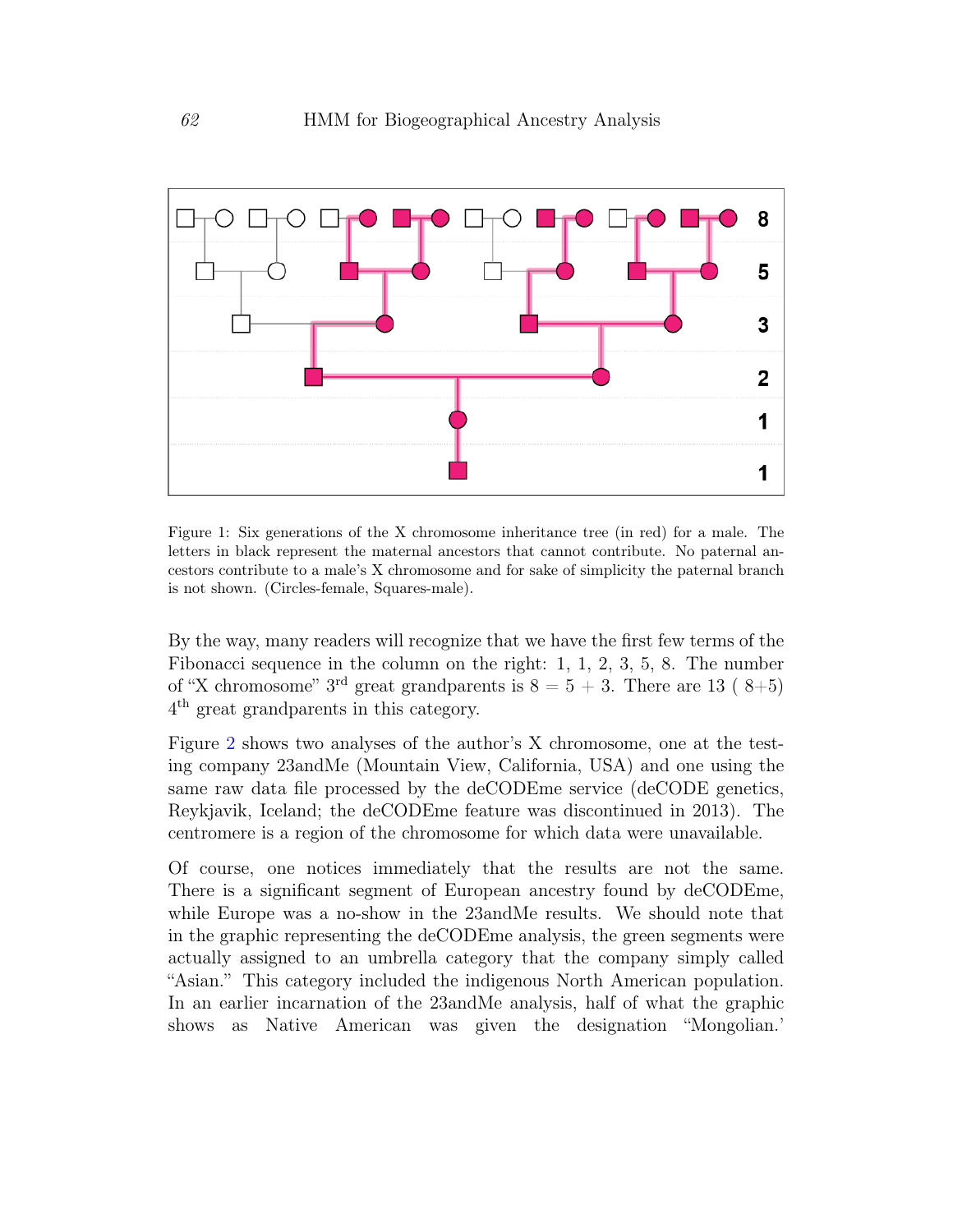Figure 1: Six generations of the X chromosome inheritance tree (in red) for a male. The letters in black represent the maternal ancestors that cannot contribute. No paternal ancestors contribute to a male's X chromosome and for sake of simplicity the paternal branch is not shown. (Circles-female, Squares-male).

By the way, many readers will recognize that we have the first few terms of the Fibonacci sequence in the column on the right: 1, 1, 2, 3, 5, 8. The number of "X chromosome" 3rd great grandparents is $8 = 5 + 3$. There are 13 ( 8+5) 4th great grandparents in this category.

Figure 2 shows two analyses of the author's X chromosome, one at the testing company 23andMe (Mountain View, California, USA) and one using the same raw data file processed by the deCODEme service (deCODE genetics, Reykjavik, Iceland; the deCODEme feature was discontinued in 2013). The centromere is a region of the chromosome for which data were unavailable.

Of course, one notices immediately that the results are not the same. There is a significant segment of European ancestry found by deCODEme, while Europe was a no-show in the 23andMe results. We should note that in the graphic representing the deCODEme analysis, the green segments were actually assigned to an umbrella category that the company simply called "Asian." This category included the indigenous North American population. In an earlier incarnation of the 23andMe analysis, half of what the graphic shows as Native American was given the designation "Mongolian.'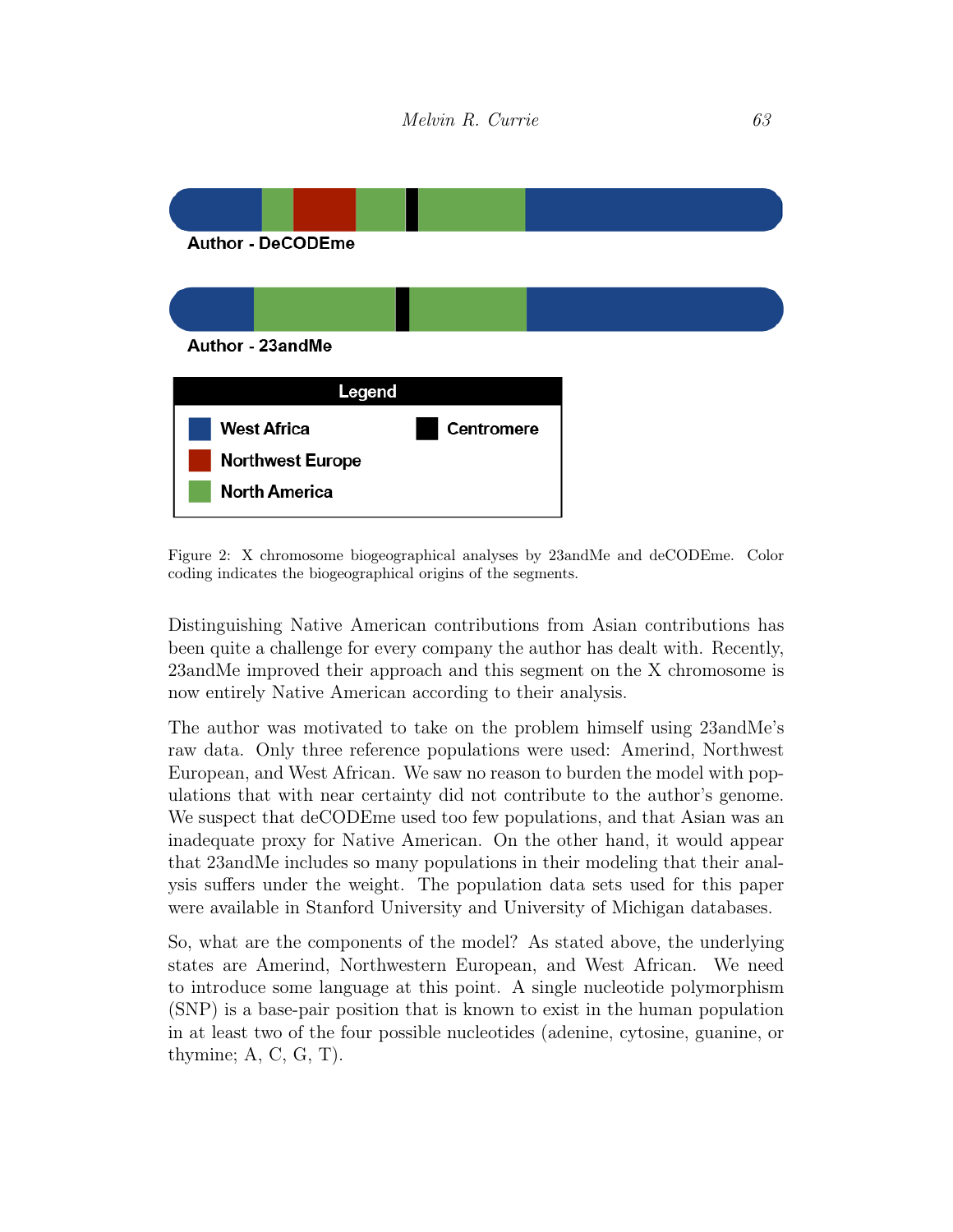Author - DeCODEme

Author - 23andMe

| Legend | |
| --- | --- |
| West Africa | Centromere |
| Northwest Europe | |
| North America | |

Figure 2: X chromosome biogeographical analyses by 23andMe and deCODEme. Color coding indicates the biogeographical origins of the segments.

Distinguishing Native American contributions from Asian contributions has been quite a challenge for every company the author has dealt with. Recently, 23andMe improved their approach and this segment on the X chromosome is now entirely Native American according to their analysis.

The author was motivated to take on the problem himself using 23andMe's raw data. Only three reference populations were used: Amerind, Northwest European, and West African. We saw no reason to burden the model with populations that with near certainty did not contribute to the author's genome. We suspect that deCODEme used too few populations, and that Asian was an inadequate proxy for Native American. On the other hand, it would appear that 23andMe includes so many populations in their modeling that their analysis suffers under the weight. The population data sets used for this paper were available in Stanford University and University of Michigan databases.

So, what are the components of the model? As stated above, the underlying states are Amerind, Northwestern European, and West African. We need to introduce some language at this point. A single nucleotide polymorphism (SNP) is a base-pair position that is known to exist in the human population in at least two of the four possible nucleotides (adenine, cytosine, guanine, or thymine; A, C, G, T).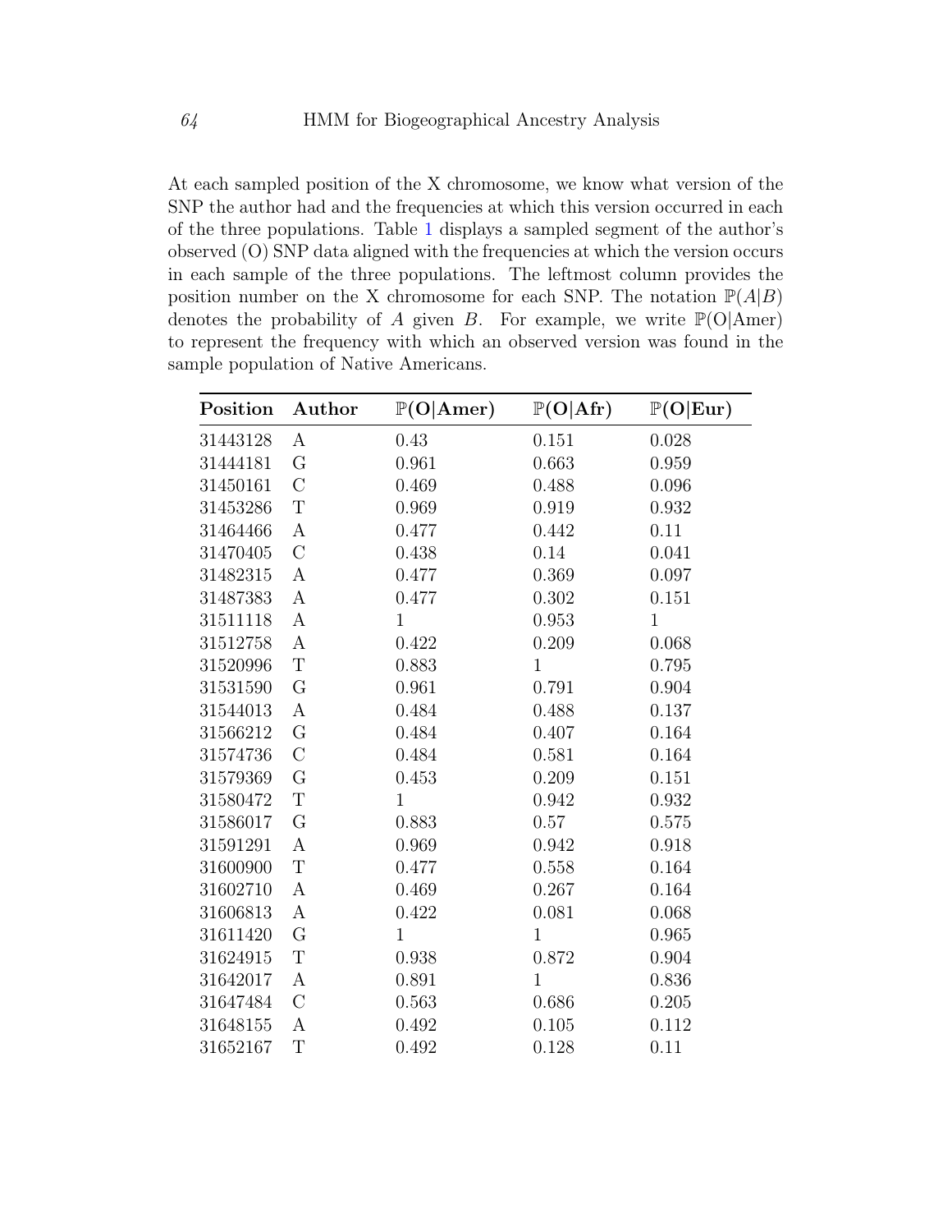At each sampled position of the X chromosome, we know what version of the SNP the author had and the frequencies at which this version occurred in each of the three populations. Table 1 displays a sampled segment of the author's observed (O) SNP data aligned with the frequencies at which the version occurs in each sample of the three populations. The leftmost column provides the position number on the X chromosome for each SNP. The notation $\mathbb{P}(A|B)$ denotes the probability of $A$ given $B$. For example, we write $\mathbb{P}(\text{O}|\text{Amer})$ to represent the frequency with which an observed version was found in the sample population of Native Americans.

| **Position** | **Author** | $\mathbb{P}(\mathbf{O}\|\mathbf{Amer})$ | $\mathbb{P}(\mathbf{O}\|\mathbf{Afr})$ | $\mathbb{P}(\mathbf{O}\|\mathbf{Eur})$ |
|---|---|---|---|---|
| 31443128 | A | 0.43 | 0.151 | 0.028 |
| 31444181 | G | 0.961 | 0.663 | 0.959 |
| 31450161 | C | 0.469 | 0.488 | 0.096 |
| 31453286 | T | 0.969 | 0.919 | 0.932 |
| 31464466 | A | 0.477 | 0.442 | 0.11 |
| 31470405 | C | 0.438 | 0.14 | 0.041 |
| 31482315 | A | 0.477 | 0.369 | 0.097 |
| 31487383 | A | 0.477 | 0.302 | 0.151 |
| 31511118 | A | 1 | 0.953 | 1 |
| 31512758 | A | 0.422 | 0.209 | 0.068 |
| 31520996 | T | 0.883 | 1 | 0.795 |
| 31531590 | G | 0.961 | 0.791 | 0.904 |
| 31544013 | A | 0.484 | 0.488 | 0.137 |
| 31566212 | G | 0.484 | 0.407 | 0.164 |
| 31574736 | C | 0.484 | 0.581 | 0.164 |
| 31579369 | G | 0.453 | 0.209 | 0.151 |
| 31580472 | T | 1 | 0.942 | 0.932 |
| 31586017 | G | 0.883 | 0.57 | 0.575 |
| 31591291 | A | 0.969 | 0.942 | 0.918 |
| 31600900 | T | 0.477 | 0.558 | 0.164 |
| 31602710 | A | 0.469 | 0.267 | 0.164 |
| 31606813 | A | 0.422 | 0.081 | 0.068 |
| 31611420 | G | 1 | 1 | 0.965 |
| 31624915 | T | 0.938 | 0.872 | 0.904 |
| 31642017 | A | 0.891 | 1 | 0.836 |
| 31647484 | C | 0.563 | 0.686 | 0.205 |
| 31648155 | A | 0.492 | 0.105 | 0.112 |
| 31652167 | T | 0.492 | 0.128 | 0.11 |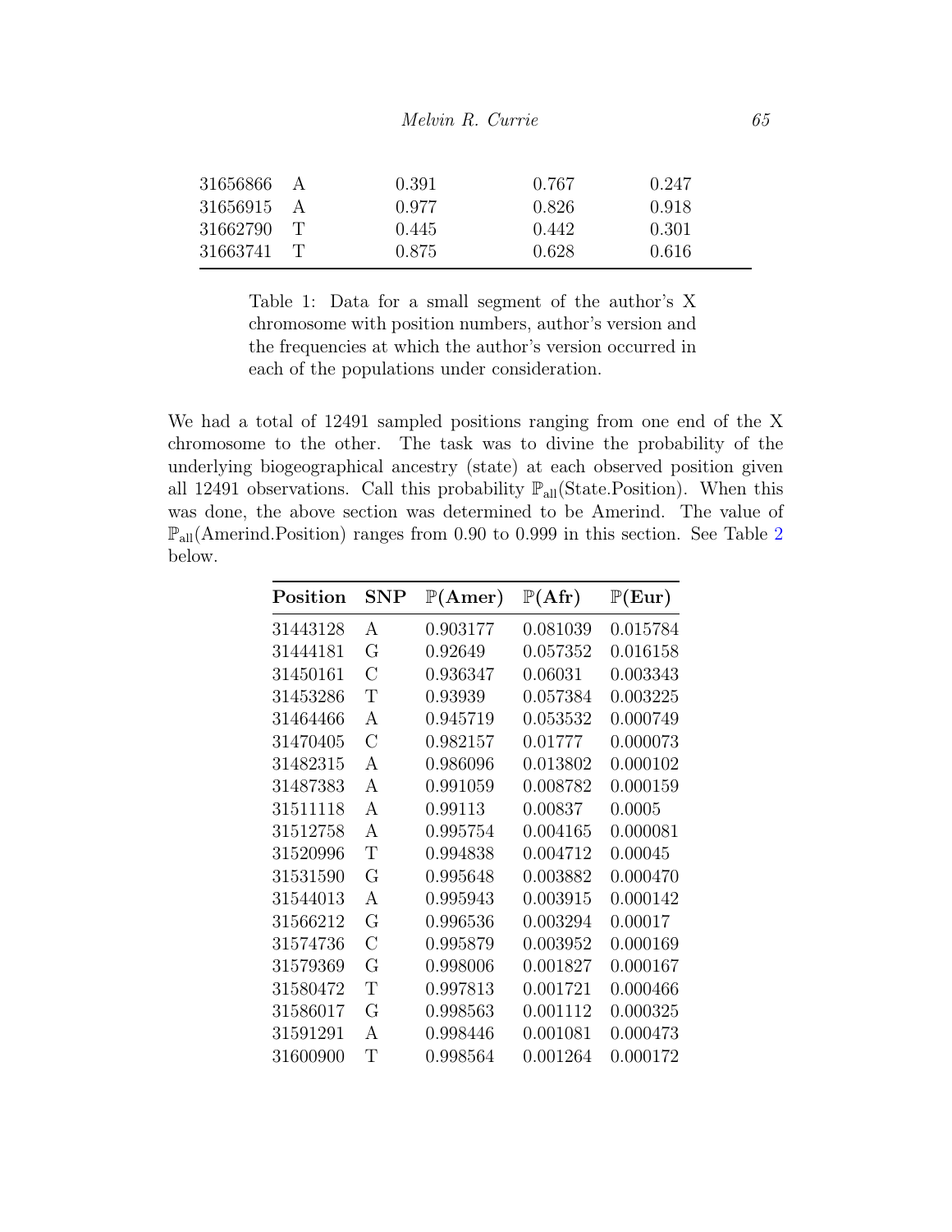| | | | | |
|---|---|---|---|---|
| 31656866 | A | 0.391 | 0.767 | 0.247 |
| 31656915 | A | 0.977 | 0.826 | 0.918 |
| 31662790 | T | 0.445 | 0.442 | 0.301 |
| 31663741 | T | 0.875 | 0.628 | 0.616 |

Table 1: Data for a small segment of the author's X chromosome with position numbers, author's version and the frequencies at which the author's version occurred in each of the populations under consideration.

We had a total of 12491 sampled positions ranging from one end of the X chromosome to the other. The task was to divine the probability of the underlying biogeographical ancestry (state) at each observed position given all 12491 observations. Call this probability $\mathbb{P}_{\text{all}}(\text{State.Position})$. When this was done, the above section was determined to be Amerind. The value of $\mathbb{P}_{\text{all}}(\text{Amerind.Position})$ ranges from 0.90 to 0.999 in this section. See Table 2 below.

| **Position** | **SNP** | $\mathbb{P}$**(Amer)** | $\mathbb{P}$**(Afr)** | $\mathbb{P}$**(Eur)** |
|---|---|---|---|---|
| 31443128 | A | 0.903177 | 0.081039 | 0.015784 |
| 31444181 | G | 0.92649 | 0.057352 | 0.016158 |
| 31450161 | C | 0.936347 | 0.06031 | 0.003343 |
| 31453286 | T | 0.93939 | 0.057384 | 0.003225 |
| 31464466 | A | 0.945719 | 0.053532 | 0.000749 |
| 31470405 | C | 0.982157 | 0.01777 | 0.000073 |
| 31482315 | A | 0.986096 | 0.013802 | 0.000102 |
| 31487383 | A | 0.991059 | 0.008782 | 0.000159 |
| 31511118 | A | 0.99113 | 0.00837 | 0.0005 |
| 31512758 | A | 0.995754 | 0.004165 | 0.000081 |
| 31520996 | T | 0.994838 | 0.004712 | 0.00045 |
| 31531590 | G | 0.995648 | 0.003882 | 0.000470 |
| 31544013 | A | 0.995943 | 0.003915 | 0.000142 |
| 31566212 | G | 0.996536 | 0.003294 | 0.00017 |
| 31574736 | C | 0.995879 | 0.003952 | 0.000169 |
| 31579369 | G | 0.998006 | 0.001827 | 0.000167 |
| 31580472 | T | 0.997813 | 0.001721 | 0.000466 |
| 31586017 | G | 0.998563 | 0.001112 | 0.000325 |
| 31591291 | A | 0.998446 | 0.001081 | 0.000473 |
| 31600900 | T | 0.998564 | 0.001264 | 0.000172 |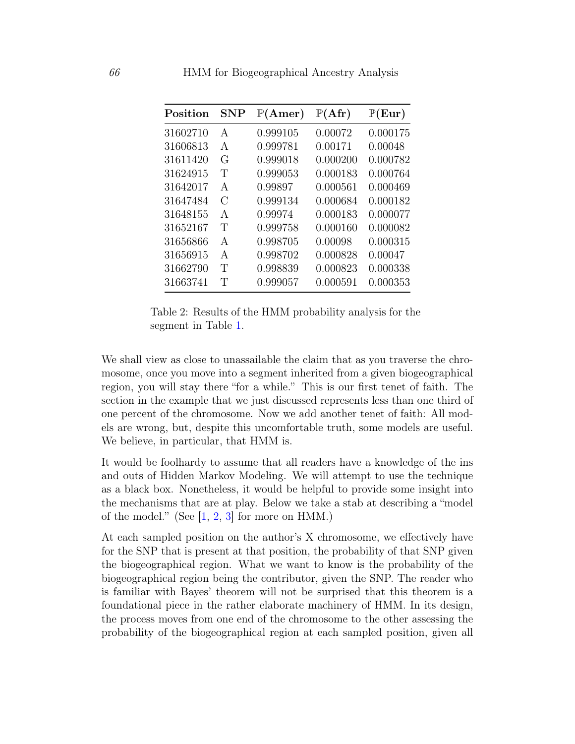| Position | SNP | $\mathbb{P}$(Amer) | $\mathbb{P}$(Afr) | $\mathbb{P}$(Eur) |
|---|---|---|---|---|
| 31602710 | A | 0.999105 | 0.00072 | 0.000175 |
| 31606813 | A | 0.999781 | 0.00171 | 0.00048 |
| 31611420 | G | 0.999018 | 0.000200 | 0.000782 |
| 31624915 | T | 0.999053 | 0.000183 | 0.000764 |
| 31642017 | A | 0.99897 | 0.000561 | 0.000469 |
| 31647484 | C | 0.999134 | 0.000684 | 0.000182 |
| 31648155 | A | 0.99974 | 0.000183 | 0.000077 |
| 31652167 | T | 0.999758 | 0.000160 | 0.000082 |
| 31656866 | A | 0.998705 | 0.00098 | 0.000315 |
| 31656915 | A | 0.998702 | 0.000828 | 0.00047 |
| 31662790 | T | 0.998839 | 0.000823 | 0.000338 |
| 31663741 | T | 0.999057 | 0.000591 | 0.000353 |

Table 2: Results of the HMM probability analysis for the segment in Table 1.

We shall view as close to unassailable the claim that as you traverse the chromosome, once you move into a segment inherited from a given biogeographical region, you will stay there "for a while." This is our first tenet of faith. The section in the example that we just discussed represents less than one third of one percent of the chromosome. Now we add another tenet of faith: All models are wrong, but, despite this uncomfortable truth, some models are useful. We believe, in particular, that HMM is.

It would be foolhardy to assume that all readers have a knowledge of the ins and outs of Hidden Markov Modeling. We will attempt to use the technique as a black box. Nonetheless, it would be helpful to provide some insight into the mechanisms that are at play. Below we take a stab at describing a "model of the model." (See [1, 2, 3] for more on HMM.)

At each sampled position on the author's X chromosome, we effectively have for the SNP that is present at that position, the probability of that SNP given the biogeographical region. What we want to know is the probability of the biogeographical region being the contributor, given the SNP. The reader who is familiar with Bayes' theorem will not be surprised that this theorem is a foundational piece in the rather elaborate machinery of HMM. In its design, the process moves from one end of the chromosome to the other assessing the probability of the biogeographical region at each sampled position, given all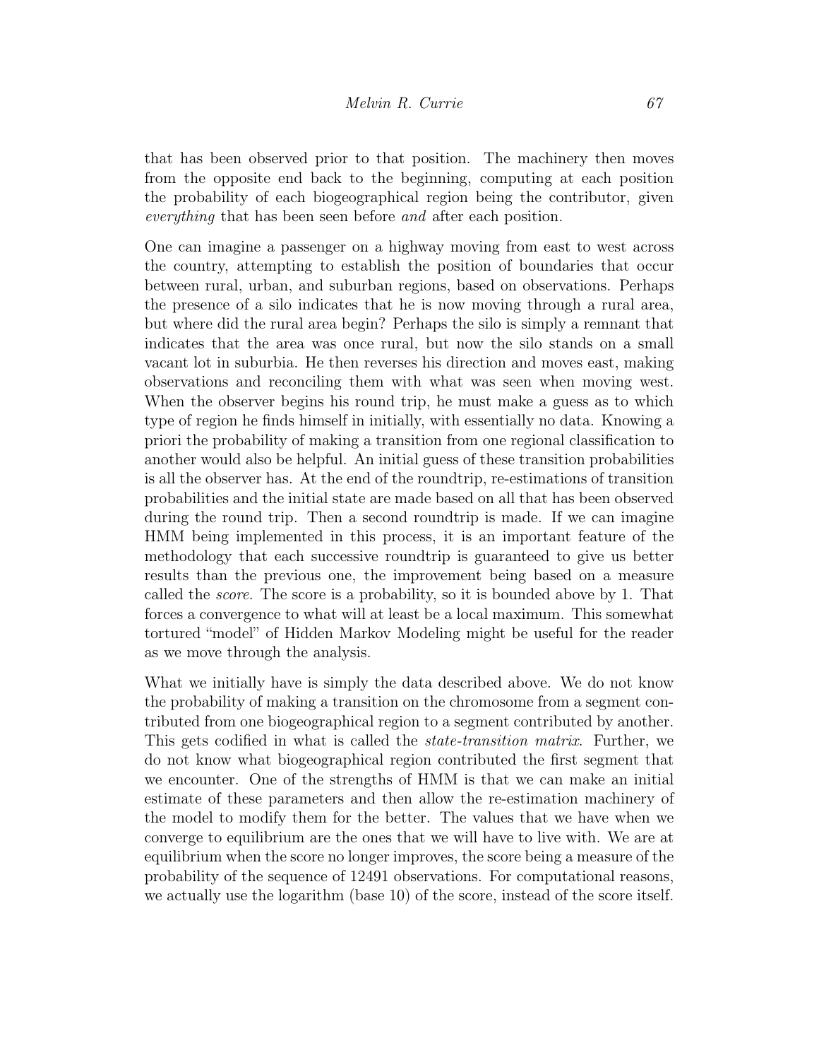that has been observed prior to that position. The machinery then moves from the opposite end back to the beginning, computing at each position the probability of each biogeographical region being the contributor, given *everything* that has been seen before *and* after each position.

One can imagine a passenger on a highway moving from east to west across the country, attempting to establish the position of boundaries that occur between rural, urban, and suburban regions, based on observations. Perhaps the presence of a silo indicates that he is now moving through a rural area, but where did the rural area begin? Perhaps the silo is simply a remnant that indicates that the area was once rural, but now the silo stands on a small vacant lot in suburbia. He then reverses his direction and moves east, making observations and reconciling them with what was seen when moving west. When the observer begins his round trip, he must make a guess as to which type of region he finds himself in initially, with essentially no data. Knowing a priori the probability of making a transition from one regional classification to another would also be helpful. An initial guess of these transition probabilities is all the observer has. At the end of the roundtrip, re-estimations of transition probabilities and the initial state are made based on all that has been observed during the round trip. Then a second roundtrip is made. If we can imagine HMM being implemented in this process, it is an important feature of the methodology that each successive roundtrip is guaranteed to give us better results than the previous one, the improvement being based on a measure called the *score*. The score is a probability, so it is bounded above by 1. That forces a convergence to what will at least be a local maximum. This somewhat tortured "model" of Hidden Markov Modeling might be useful for the reader as we move through the analysis.

What we initially have is simply the data described above. We do not know the probability of making a transition on the chromosome from a segment contributed from one biogeographical region to a segment contributed by another. This gets codified in what is called the *state-transition matrix*. Further, we do not know what biogeographical region contributed the first segment that we encounter. One of the strengths of HMM is that we can make an initial estimate of these parameters and then allow the re-estimation machinery of the model to modify them for the better. The values that we have when we converge to equilibrium are the ones that we will have to live with. We are at equilibrium when the score no longer improves, the score being a measure of the probability of the sequence of 12491 observations. For computational reasons, we actually use the logarithm (base 10) of the score, instead of the score itself.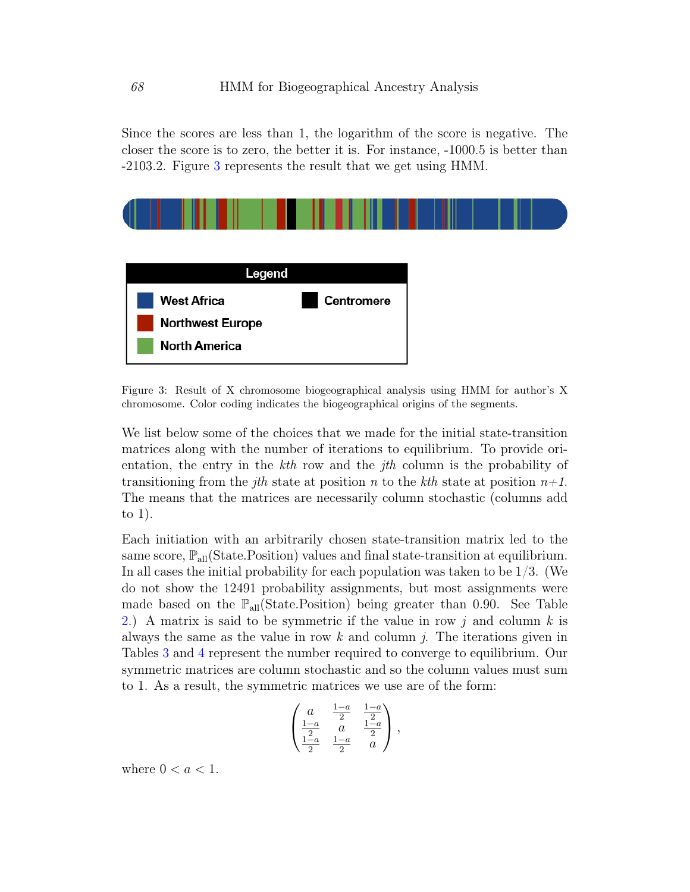Since the scores are less than 1, the logarithm of the score is negative. The closer the score is to zero, the better it is. For instance, -1000.5 is better than -2103.2. Figure 3 represents the result that we get using HMM.

Legend

West Africa

Northwest Europe

North America

Centromere

Figure 3: Result of X chromosome biogeographical analysis using HMM for author's X chromosome. Color coding indicates the biogeographical origins of the segments.

We list below some of the choices that we made for the initial state-transition matrices along with the number of iterations to equilibrium. To provide orientation, the entry in the *kth* row and the *jth* column is the probability of transitioning from the *jth* state at position *n* to the *kth* state at position *n+1*. The means that the matrices are necessarily column stochastic (columns add to 1).

Each initiation with an arbitrarily chosen state-transition matrix led to the same score, $\mathbb{P}_{\text{all}}(\text{State.Position})$ values and final state-transition at equilibrium. In all cases the initial probability for each population was taken to be 1/3. (We do not show the 12491 probability assignments, but most assignments were made based on the $\mathbb{P}_{\text{all}}(\text{State.Position})$ being greater than 0.90. See Table 2.) A matrix is said to be symmetric if the value in row $j$ and column $k$ is always the same as the value in row $k$ and column $j$. The iterations given in Tables 3 and 4 represent the number required to converge to equilibrium. Our symmetric matrices are column stochastic and so the column values must sum to 1. As a result, the symmetric matrices we use are of the form:

$$\begin{pmatrix} a & \frac{1-a}{2} & \frac{1-a}{2} \\ \frac{1-a}{2} & a & \frac{1-a}{2} \\ \frac{1-a}{2} & \frac{1-a}{2} & a \end{pmatrix},$$

where $0 < a < 1$.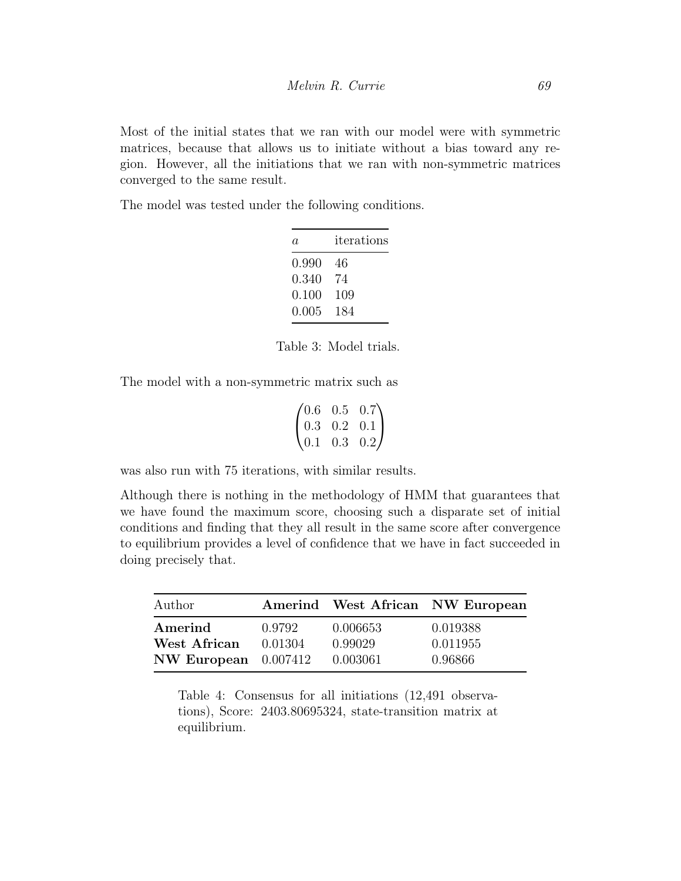Most of the initial states that we ran with our model were with symmetric matrices, because that allows us to initiate without a bias toward any region. However, all the initiations that we ran with non-symmetric matrices converged to the same result.

The model was tested under the following conditions.

| $a$ | iterations |
|---|---|
| 0.990 | 46 |
| 0.340 | 74 |
| 0.100 | 109 |
| 0.005 | 184 |

Table 3: Model trials.

The model with a non-symmetric matrix such as

$$\begin{pmatrix} 0.6 & 0.5 & 0.7 \\ 0.3 & 0.2 & 0.1 \\ 0.1 & 0.3 & 0.2 \end{pmatrix}$$

was also run with 75 iterations, with similar results.

Although there is nothing in the methodology of HMM that guarantees that we have found the maximum score, choosing such a disparate set of initial conditions and finding that they all result in the same score after convergence to equilibrium provides a level of confidence that we have in fact succeeded in doing precisely that.

| Author | **Amerind** | **West African** | **NW European** |
|---|---|---|---|
| **Amerind** | 0.9792 | 0.006653 | 0.019388 |
| **West African** | 0.01304 | 0.99029 | 0.011955 |
| **NW European** | 0.007412 | 0.003061 | 0.96866 |

Table 4: Consensus for all initiations (12,491 observations), Score: 2403.80695324, state-transition matrix at equilibrium.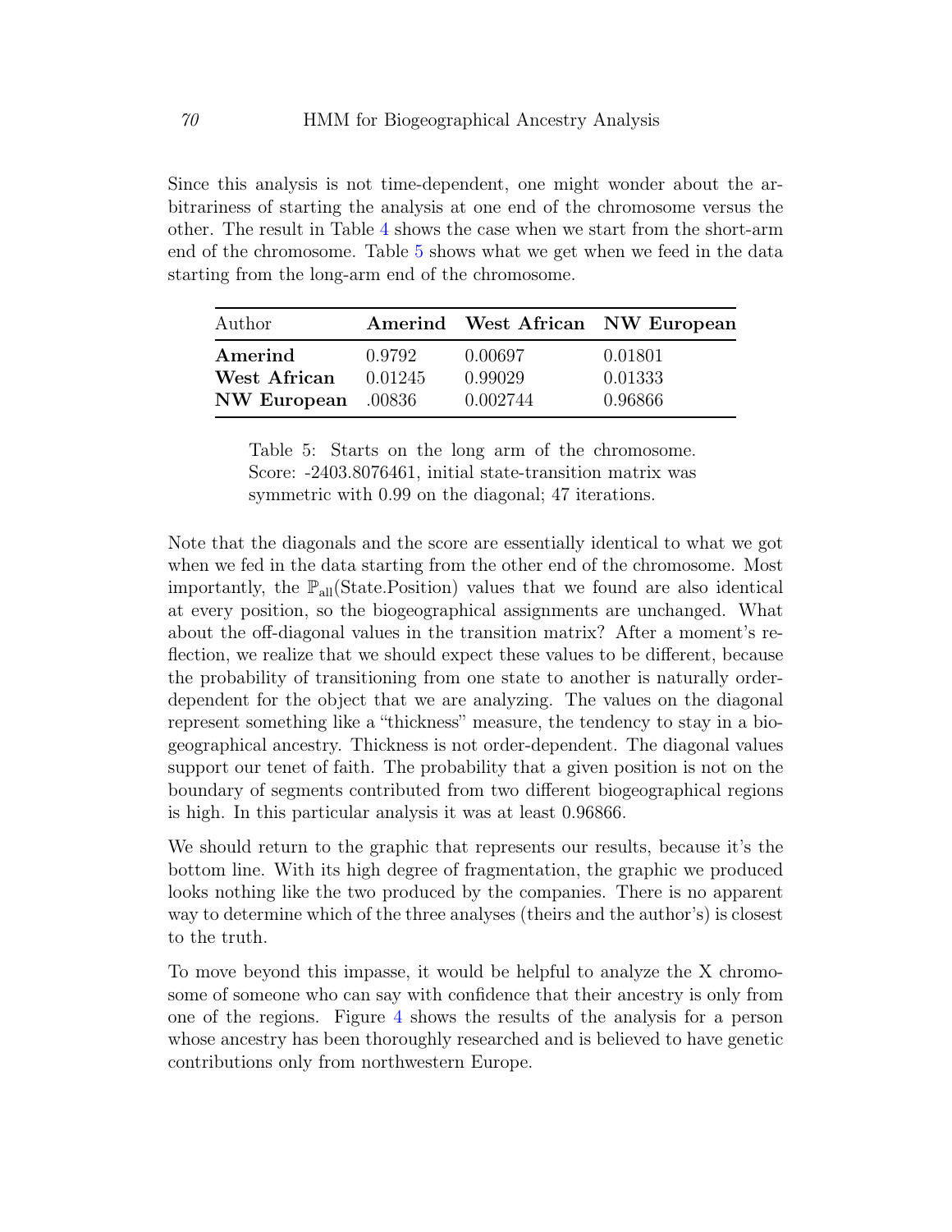Since this analysis is not time-dependent, one might wonder about the arbitrariness of starting the analysis at one end of the chromosome versus the other. The result in Table 4 shows the case when we start from the short-arm end of the chromosome. Table 5 shows what we get when we feed in the data starting from the long-arm end of the chromosome.

| Author | **Amerind** | **West African** | **NW European** |
|---|---|---|---|
| **Amerind** | 0.9792 | 0.00697 | 0.01801 |
| **West African** | 0.01245 | 0.99029 | 0.01333 |
| **NW European** | .00836 | 0.002744 | 0.96866 |

Table 5: Starts on the long arm of the chromosome. Score: -2403.8076461, initial state-transition matrix was symmetric with 0.99 on the diagonal; 47 iterations.

Note that the diagonals and the score are essentially identical to what we got when we fed in the data starting from the other end of the chromosome. Most importantly, the $\mathbb{P}_{\text{all}}(\text{State.Position})$ values that we found are also identical at every position, so the biogeographical assignments are unchanged. What about the off-diagonal values in the transition matrix? After a moment's reflection, we realize that we should expect these values to be different, because the probability of transitioning from one state to another is naturally order-dependent for the object that we are analyzing. The values on the diagonal represent something like a "thickness" measure, the tendency to stay in a biogeographical ancestry. Thickness is not order-dependent. The diagonal values support our tenet of faith. The probability that a given position is not on the boundary of segments contributed from two different biogeographical regions is high. In this particular analysis it was at least 0.96866.

We should return to the graphic that represents our results, because it's the bottom line. With its high degree of fragmentation, the graphic we produced looks nothing like the two produced by the companies. There is no apparent way to determine which of the three analyses (theirs and the author's) is closest to the truth.

To move beyond this impasse, it would be helpful to analyze the X chromosome of someone who can say with confidence that their ancestry is only from one of the regions. Figure 4 shows the results of the analysis for a person whose ancestry has been thoroughly researched and is believed to have genetic contributions only from northwestern Europe.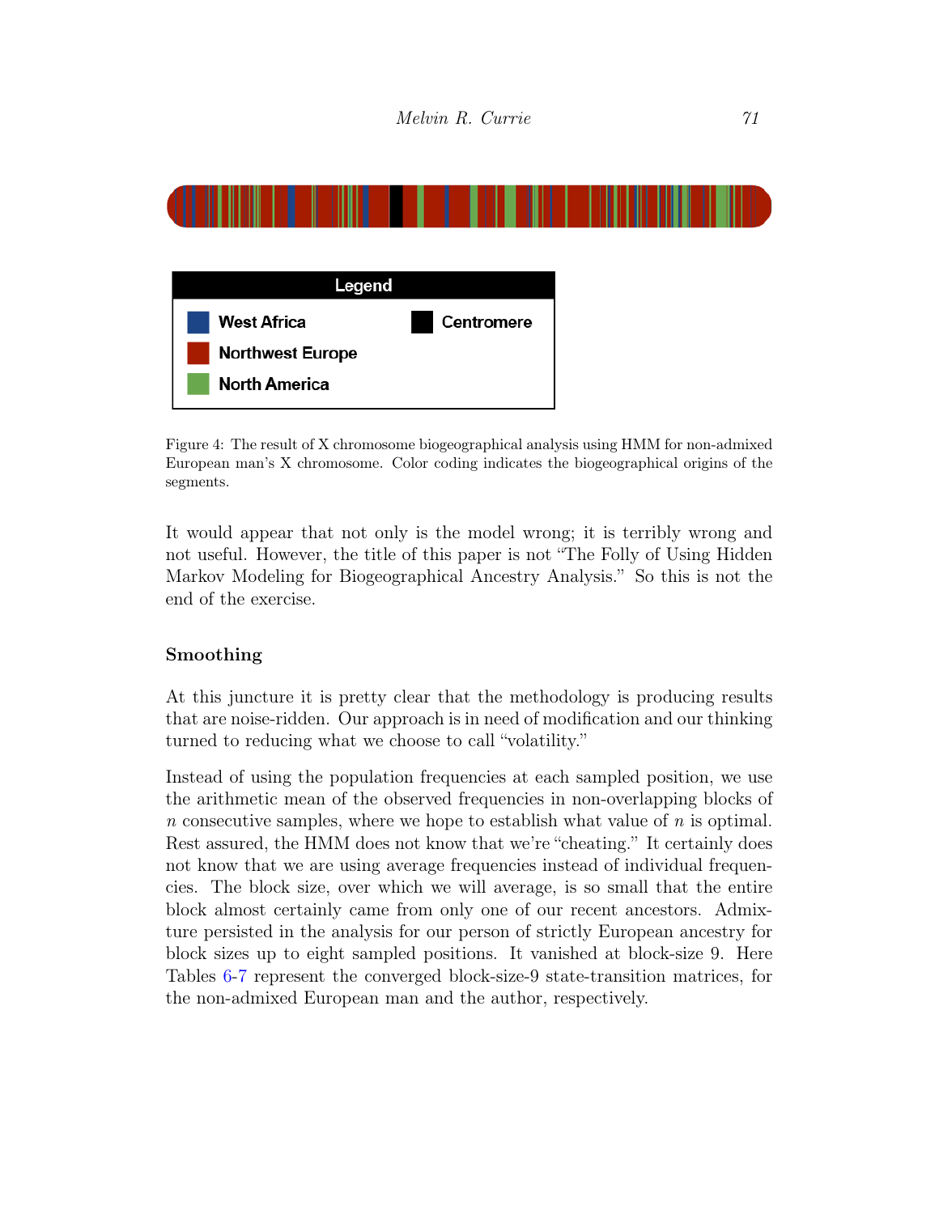| Legend | |
|---|---|
| West Africa | Centromere |
| Northwest Europe | |
| North America | |

Figure 4: The result of X chromosome biogeographical analysis using HMM for non-admixed European man's X chromosome. Color coding indicates the biogeographical origins of the segments.

It would appear that not only is the model wrong; it is terribly wrong and not useful. However, the title of this paper is not "The Folly of Using Hidden Markov Modeling for Biogeographical Ancestry Analysis." So this is not the end of the exercise.

### Smoothing

At this juncture it is pretty clear that the methodology is producing results that are noise-ridden. Our approach is in need of modification and our thinking turned to reducing what we choose to call "volatility."

Instead of using the population frequencies at each sampled position, we use the arithmetic mean of the observed frequencies in non-overlapping blocks of $n$ consecutive samples, where we hope to establish what value of $n$ is optimal. Rest assured, the HMM does not know that we're "cheating." It certainly does not know that we are using average frequencies instead of individual frequencies. The block size, over which we will average, is so small that the entire block almost certainly came from only one of our recent ancestors. Admixture persisted in the analysis for our person of strictly European ancestry for block sizes up to eight sampled positions. It vanished at block-size 9. Here Tables 6-7 represent the converged block-size-9 state-transition matrices, for the non-admixed European man and the author, respectively.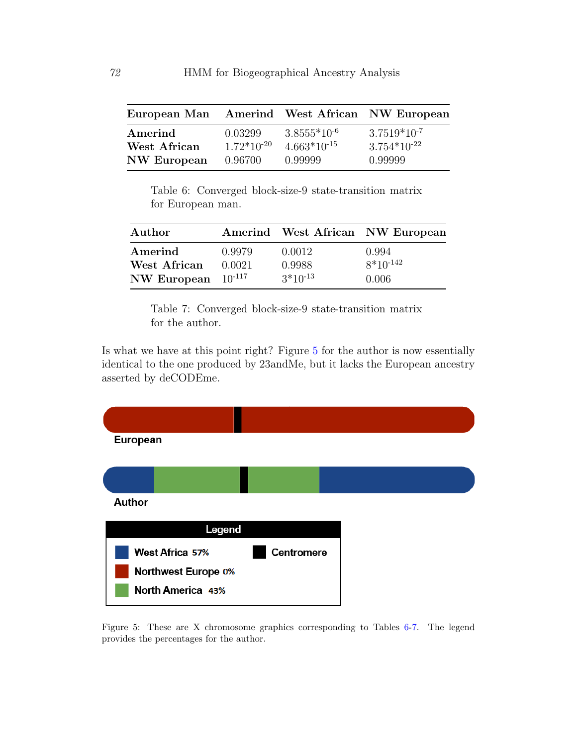| European Man | Amerind | West African | NW European |
|---|---|---|---|
| Amerind | 0.03299 | $3.8555 * 10^{-6}$ | $3.7519 * 10^{-7}$ |
| West African | $1.72 * 10^{-20}$ | $4.663 * 10^{-15}$ | $3.754 * 10^{-22}$ |
| NW European | 0.96700 | 0.99999 | 0.99999 |

Table 6: Converged block-size-9 state-transition matrix for European man.

| Author | Amerind | West African | NW European |
|---|---|---|---|
| Amerind | 0.9979 | 0.0012 | 0.994 |
| West African | 0.0021 | 0.9988 | $8 * 10^{-142}$ |
| NW European | $10^{-117}$ | $3 * 10^{-13}$ | 0.006 |

Table 7: Converged block-size-9 state-transition matrix for the author.

Is what we have at this point right? Figure 5 for the author is now essentially identical to the one produced by 23andMe, but it lacks the European ancestry asserted by deCODEme.

European

Author

| Legend | |
|---|---|
| West Africa 57% | Centromere |
| Northwest Europe 0% | |
| North America 43% | |

Figure 5: These are X chromosome graphics corresponding to Tables 6-7. The legend provides the percentages for the author.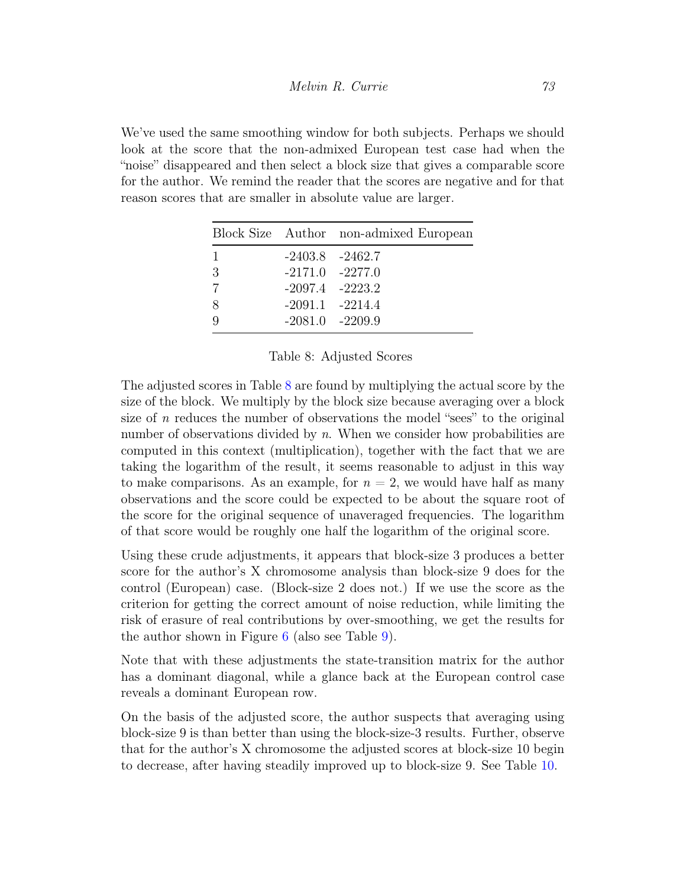We've used the same smoothing window for both subjects. Perhaps we should look at the score that the non-admixed European test case had when the "noise" disappeared and then select a block size that gives a comparable score for the author. We remind the reader that the scores are negative and for that reason scores that are smaller in absolute value are larger.

| Block Size | Author | non-admixed European |
|---|---|---|
| 1 | -2403.8 | -2462.7 |
| 3 | -2171.0 | -2277.0 |
| 7 | -2097.4 | -2223.2 |
| 8 | -2091.1 | -2214.4 |
| 9 | -2081.0 | -2209.9 |

Table 8: Adjusted Scores

The adjusted scores in Table 8 are found by multiplying the actual score by the size of the block. We multiply by the block size because averaging over a block size of $n$ reduces the number of observations the model "sees" to the original number of observations divided by $n$. When we consider how probabilities are computed in this context (multiplication), together with the fact that we are taking the logarithm of the result, it seems reasonable to adjust in this way to make comparisons. As an example, for $n = 2$, we would have half as many observations and the score could be expected to be about the square root of the score for the original sequence of unaveraged frequencies. The logarithm of that score would be roughly one half the logarithm of the original score.

Using these crude adjustments, it appears that block-size 3 produces a better score for the author's X chromosome analysis than block-size 9 does for the control (European) case. (Block-size 2 does not.) If we use the score as the criterion for getting the correct amount of noise reduction, while limiting the risk of erasure of real contributions by over-smoothing, we get the results for the author shown in Figure 6 (also see Table 9).

Note that with these adjustments the state-transition matrix for the author has a dominant diagonal, while a glance back at the European control case reveals a dominant European row.

On the basis of the adjusted score, the author suspects that averaging using block-size 9 is than better than using the block-size-3 results. Further, observe that for the author's X chromosome the adjusted scores at block-size 10 begin to decrease, after having steadily improved up to block-size 9. See Table 10.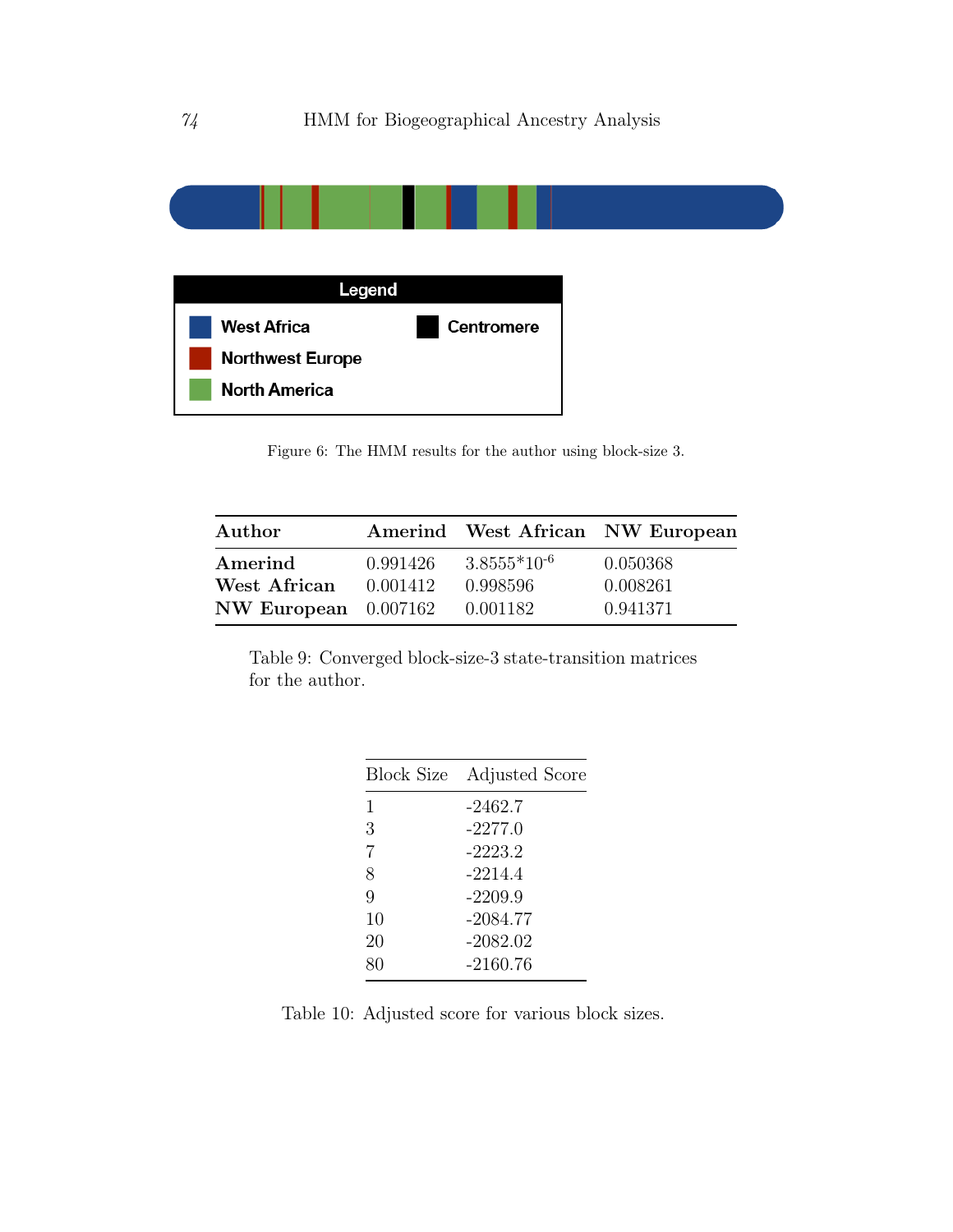Legend

West Africa

Northwest Europe

North America

Centromere

Figure 6: The HMM results for the author using block-size 3.

| Author | Amerind | West African | NW European |
|---|---|---|---|
| **Amerind** | 0.991426 | $3.8555*10^{-6}$ | 0.050368 |
| **West African** | 0.001412 | 0.998596 | 0.008261 |
| **NW European** | 0.007162 | 0.001182 | 0.941371 |

Table 9: Converged block-size-3 state-transition matrices for the author.

| Block Size | Adjusted Score |
|---|---|
| 1 | -2462.7 |
| 3 | -2277.0 |
| 7 | -2223.2 |
| 8 | -2214.4 |
| 9 | -2209.9 |
| 10 | -2084.77 |
| 20 | -2082.02 |
| 80 | -2160.76 |

Table 10: Adjusted score for various block sizes.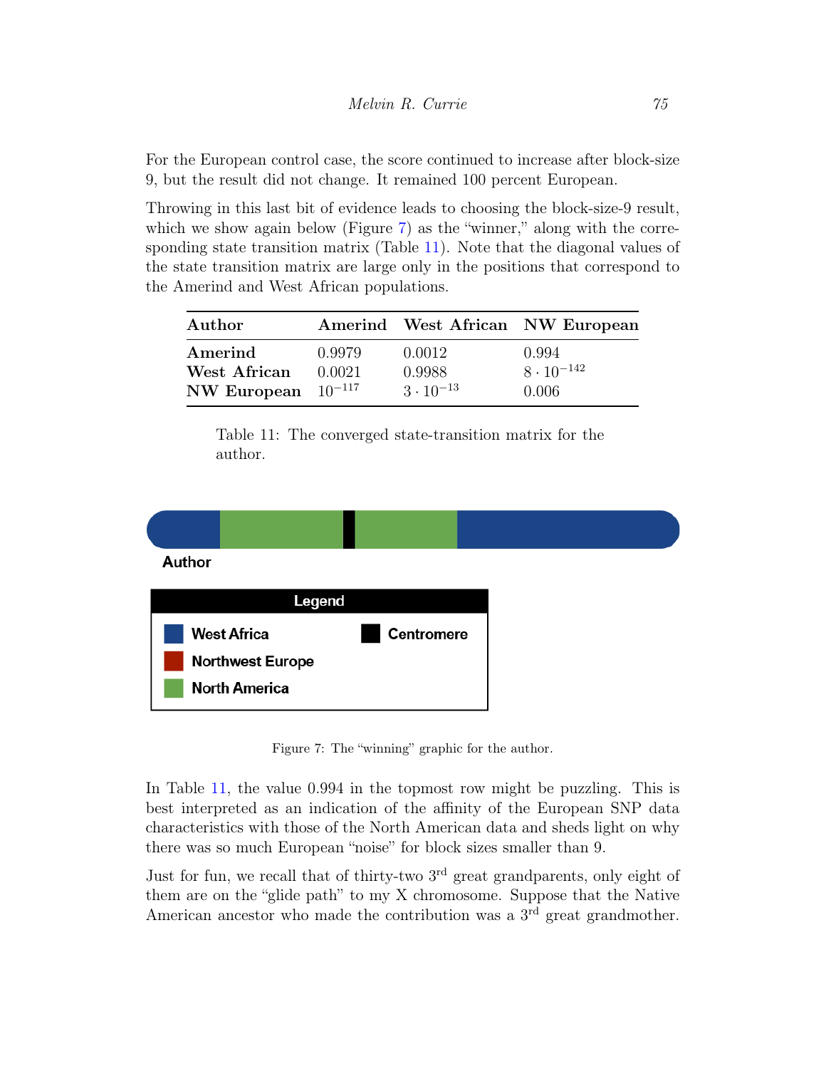For the European control case, the score continued to increase after block-size 9, but the result did not change. It remained 100 percent European.

Throwing in this last bit of evidence leads to choosing the block-size-9 result, which we show again below (Figure 7) as the "winner," along with the corresponding state transition matrix (Table 11). Note that the diagonal values of the state transition matrix are large only in the positions that correspond to the Amerind and West African populations.

| **Author** | **Amerind** | **West African** | **NW European** |
|---|---|---|---|
| **Amerind** | 0.9979 | 0.0012 | 0.994 |
| **West African** | 0.0021 | 0.9988 | $8 \cdot 10^{-142}$ |
| **NW European** | $10^{-117}$ | $3 \cdot 10^{-13}$ | 0.006 |

Table 11: The converged state-transition matrix for the author.

Author

Legend

West Africa

Northwest Europe

North America

Centromere

Figure 7: The "winning" graphic for the author.

In Table 11, the value 0.994 in the topmost row might be puzzling. This is best interpreted as an indication of the affinity of the European SNP data characteristics with those of the North American data and sheds light on why there was so much European "noise" for block sizes smaller than 9.

Just for fun, we recall that of thirty-two 3rd great grandparents, only eight of them are on the "glide path" to my X chromosome. Suppose that the Native American ancestor who made the contribution was a 3rd great grandmother.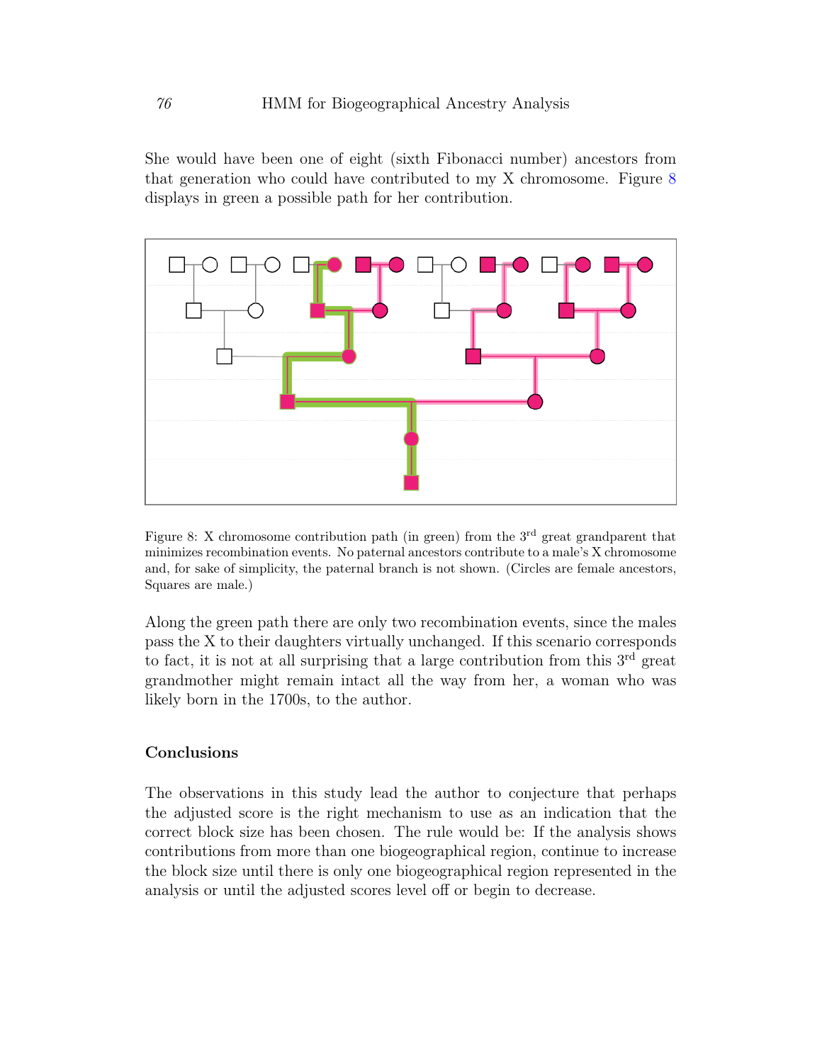She would have been one of eight (sixth Fibonacci number) ancestors from that generation who could have contributed to my X chromosome. Figure 8 displays in green a possible path for her contribution.

Figure 8: X chromosome contribution path (in green) from the 3rd great grandparent that minimizes recombination events. No paternal ancestors contribute to a male's X chromosome and, for sake of simplicity, the paternal branch is not shown. (Circles are female ancestors, Squares are male.)

Along the green path there are only two recombination events, since the males pass the X to their daughters virtually unchanged. If this scenario corresponds to fact, it is not at all surprising that a large contribution from this 3rd great grandmother might remain intact all the way from her, a woman who was likely born in the 1700s, to the author.

## Conclusions

The observations in this study lead the author to conjecture that perhaps the adjusted score is the right mechanism to use as an indication that the correct block size has been chosen. The rule would be: If the analysis shows contributions from more than one biogeographical region, continue to increase the block size until there is only one biogeographical region represented in the analysis or until the adjusted scores level off or begin to decrease.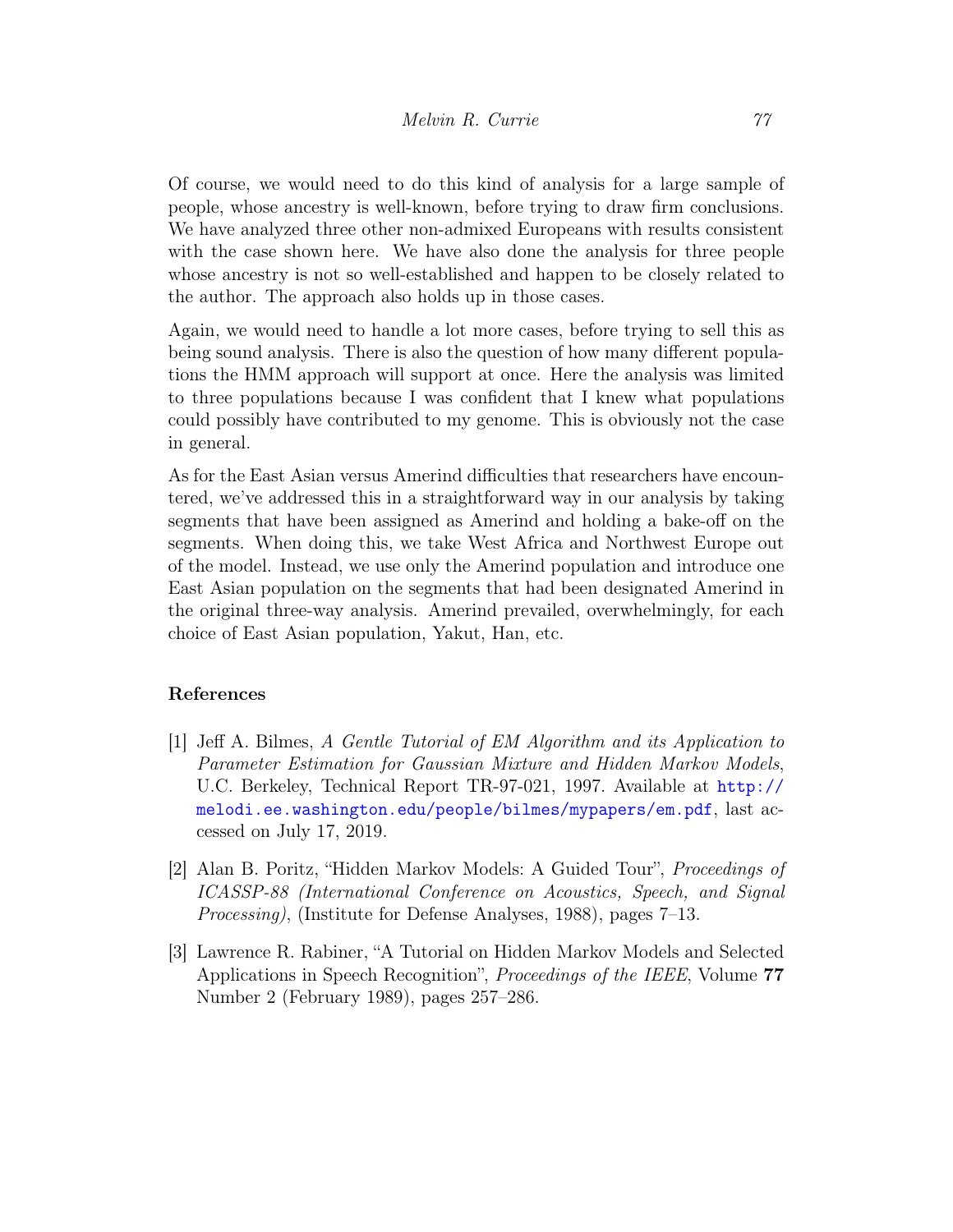Of course, we would need to do this kind of analysis for a large sample of people, whose ancestry is well-known, before trying to draw firm conclusions. We have analyzed three other non-admixed Europeans with results consistent with the case shown here. We have also done the analysis for three people whose ancestry is not so well-established and happen to be closely related to the author. The approach also holds up in those cases.

Again, we would need to handle a lot more cases, before trying to sell this as being sound analysis. There is also the question of how many different populations the HMM approach will support at once. Here the analysis was limited to three populations because I was confident that I knew what populations could possibly have contributed to my genome. This is obviously not the case in general.

As for the East Asian versus Amerind difficulties that researchers have encountered, we've addressed this in a straightforward way in our analysis by taking segments that have been assigned as Amerind and holding a bake-off on the segments. When doing this, we take West Africa and Northwest Europe out of the model. Instead, we use only the Amerind population and introduce one East Asian population on the segments that had been designated Amerind in the original three-way analysis. Amerind prevailed, overwhelmingly, for each choice of East Asian population, Yakut, Han, etc.

## References

[1] Jeff A. Bilmes, *A Gentle Tutorial of EM Algorithm and its Application to Parameter Estimation for Gaussian Mixture and Hidden Markov Models*, U.C. Berkeley, Technical Report TR-97-021, 1997. Available at http://melodi.ee.washington.edu/people/bilmes/mypapers/em.pdf, last accessed on July 17, 2019.

[2] Alan B. Poritz, "Hidden Markov Models: A Guided Tour", *Proceedings of ICASSP-88 (International Conference on Acoustics, Speech, and Signal Processing)*, (Institute for Defense Analyses, 1988), pages 7–13.

[3] Lawrence R. Rabiner, "A Tutorial on Hidden Markov Models and Selected Applications in Speech Recognition", *Proceedings of the IEEE*, Volume **77** Number 2 (February 1989), pages 257–286.